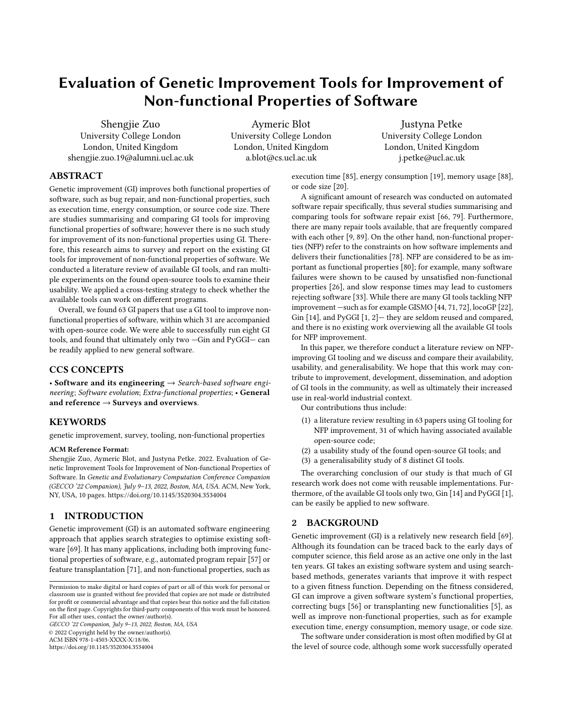# Evaluation of Genetic Improvement Tools for Improvement of Non-functional Properties of Software

Shengjie Zuo
University College London
London, United Kingdom
shengjie.zuo.19@alumni.ucl.ac.uk

Aymeric Blot
University College London
London, United Kingdom
a.blot@cs.ucl.ac.uk

Justyna Petke
University College London
London, United Kingdom
j.petke@ucl.ac.uk

## ABSTRACT

Genetic improvement (GI) improves both functional properties of software, such as bug repair, and non-functional properties, such as execution time, energy consumption, or source code size. There are studies summarising and comparing GI tools for improving functional properties of software; however there is no such study for improvement of its non-functional properties using GI. Therefore, this research aims to survey and report on the existing GI tools for improvement of non-functional properties of software. We conducted a literature review of available GI tools, and ran multiple experiments on the found open-source tools to examine their usability. We applied a cross-testing strategy to check whether the available tools can work on different programs.

Overall, we found 63 GI papers that use a GI tool to improve non-functional properties of software, within which 31 are accompanied with open-source code. We were able to successfully run eight GI tools, and found that ultimately only two —Gin and PyGGI— can be readily applied to new general software.

## CCS CONCEPTS

• **Software and its engineering** → *Search-based software engineering*; *Software evolution*; *Extra-functional properties*; • **General and reference** → **Surveys and overviews**.

## KEYWORDS

genetic improvement, survey, tooling, non-functional properties

**ACM Reference Format:**
Shengjie Zuo, Aymeric Blot, and Justyna Petke. 2022. Evaluation of Genetic Improvement Tools for Improvement of Non-functional Properties of Software. In *Genetic and Evolutionary Computation Conference Companion (GECCO '22 Companion), July 9–13, 2022, Boston, MA, USA.* ACM, New York, NY, USA, 10 pages. https://doi.org/10.1145/3520304.3534004

## 1 INTRODUCTION

Genetic improvement (GI) is an automated software engineering approach that applies search strategies to optimise existing software [69]. It has many applications, including both improving functional properties of software, e.g., automated program repair [57] or feature transplantation [71], and non-functional properties, such as execution time [85], energy consumption [19], memory usage [88], or code size [20].

A significant amount of research was conducted on automated software repair specifically, thus several studies summarising and comparing tools for software repair exist [66, 79]. Furthermore, there are many repair tools available, that are frequently compared with each other [9, 89]. On the other hand, non-functional properties (NFP) refer to the constraints on how software implements and delivers their functionalities [78]. NFP are considered to be as important as functional properties [80]; for example, many software failures were shown to be caused by unsatisfied non-functional properties [26], and slow response times may lead to customers rejecting software [33]. While there are many GI tools tackling NFP improvement —such as for example GISMO [44, 71, 72], locoGP [22], Gin [14], and PyGGI [1, 2]— they are seldom reused and compared, and there is no existing work overviewing all the available GI tools for NFP improvement.

In this paper, we therefore conduct a literature review on NFP-improving GI tooling and we discuss and compare their availability, usability, and generalisability. We hope that this work may contribute to improvement, development, dissemination, and adoption of GI tools in the community, as well as ultimately their increased use in real-world industrial context.

Our contributions thus include:

(1) a literature review resulting in 63 papers using GI tooling for NFP improvement, 31 of which having associated available open-source code;
(2) a usability study of the found open-source GI tools; and
(3) a generalisability study of 8 distinct GI tools.

The overarching conclusion of our study is that much of GI research work does not come with reusable implementations. Furthermore, of the available GI tools only two, Gin [14] and PyGGI [1], can be easily be applied to new software.

## 2 BACKGROUND

Genetic improvement (GI) is a relatively new research field [69]. Although its foundation can be traced back to the early days of computer science, this field arose as an active one only in the last ten years. GI takes an existing software system and using search-based methods, generates variants that improve it with respect to a given fitness function. Depending on the fitness considered, GI can improve a given software system's functional properties, correcting bugs [56] or transplanting new functionalities [5], as well as improve non-functional properties, such as for example execution time, energy consumption, memory usage, or code size.

The software under consideration is most often modified by GI at the level of source code, although some work successfully operated

Permission to make digital or hard copies of part or all of this work for personal or classroom use is granted without fee provided that copies are not made or distributed for profit or commercial advantage and that copies bear this notice and the full citation on the first page. Copyrights for third-party components of this work must be honored. For all other uses, contact the owner/author(s).
*GECCO '22 Companion, July 9–13, 2022, Boston, MA, USA*
© 2022 Copyright held by the owner/author(s).
ACM ISBN 978-1-4503-XXXX-X/18/06.
https://doi.org/10.1145/3520304.3534004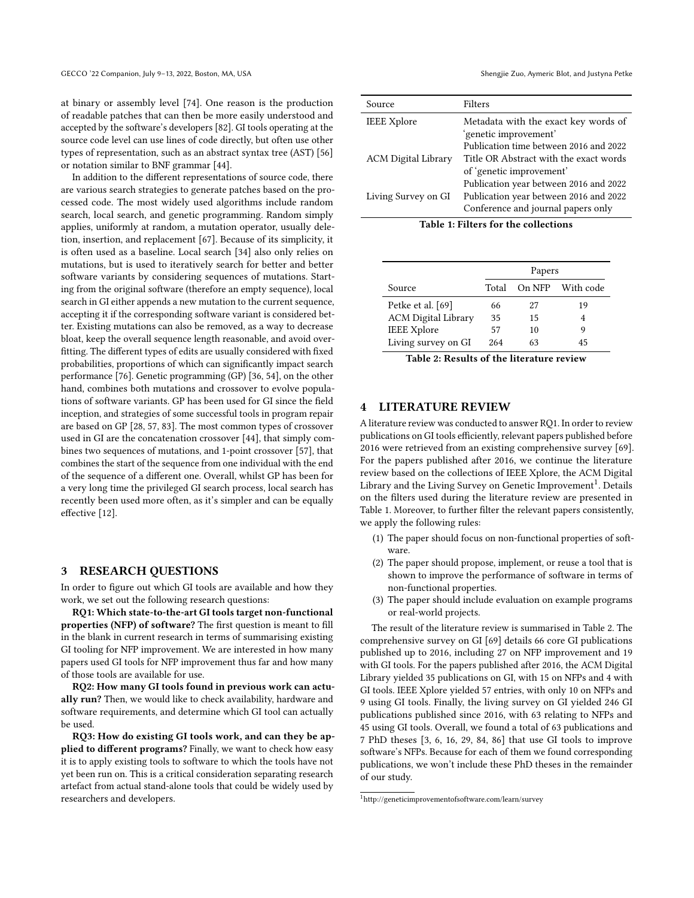at binary or assembly level [74]. One reason is the production of readable patches that can then be more easily understood and accepted by the software's developers [82]. GI tools operating at the source code level can use lines of code directly, but often use other types of representation, such as an abstract syntax tree (AST) [56] or notation similar to BNF grammar [44].

In addition to the different representations of source code, there are various search strategies to generate patches based on the processed code. The most widely used algorithms include random search, local search, and genetic programming. Random simply applies, uniformly at random, a mutation operator, usually deletion, insertion, and replacement [67]. Because of its simplicity, it is often used as a baseline. Local search [34] also only relies on mutations, but is used to iteratively search for better and better software variants by considering sequences of mutations. Starting from the original software (therefore an empty sequence), local search in GI either appends a new mutation to the current sequence, accepting it if the corresponding software variant is considered better. Existing mutations can also be removed, as a way to decrease bloat, keep the overall sequence length reasonable, and avoid overfitting. The different types of edits are usually considered with fixed probabilities, proportions of which can significantly impact search performance [76]. Genetic programming (GP) [36, 54], on the other hand, combines both mutations and crossover to evolve populations of software variants. GP has been used for GI since the field inception, and strategies of some successful tools in program repair are based on GP [28, 57, 83]. The most common types of crossover used in GI are the concatenation crossover [44], that simply combines two sequences of mutations, and 1-point crossover [57], that combines the start of the sequence from one individual with the end of the sequence of a different one. Overall, whilst GP has been for a very long time the privileged GI search process, local search has recently been used more often, as it's simpler and can be equally effective [12].

## 3 RESEARCH QUESTIONS

In order to figure out which GI tools are available and how they work, we set out the following research questions:

**RQ1: Which state-to-the-art GI tools target non-functional properties (NFP) of software?** The first question is meant to fill in the blank in current research in terms of summarising existing GI tooling for NFP improvement. We are interested in how many papers used GI tools for NFP improvement thus far and how many of those tools are available for use.

**RQ2: How many GI tools found in previous work can actually run?** Then, we would like to check availability, hardware and software requirements, and determine which GI tool can actually be used.

**RQ3: How do existing GI tools work, and can they be applied to different programs?** Finally, we want to check how easy it is to apply existing tools to software to which the tools have not yet been run on. This is a critical consideration separating research artefact from actual stand-alone tools that could be widely used by researchers and developers.

| Source | Filters |
|---|---|
| IEEE Xplore | Metadata with the exact key words of 'genetic improvement' Publication time between 2016 and 2022 |
| ACM Digital Library | Title OR Abstract with the exact words of 'genetic improvement' Publication year between 2016 and 2022 |
| Living Survey on GI | Publication year between 2016 and 2022 Conference and journal papers only |

**Table 1: Filters for the collections**

| | Papers | | |
|---|---|---|---|
| Source | Total | On NFP | With code |
| Petke et al. [69] | 66 | 27 | 19 |
| ACM Digital Library | 35 | 15 | 4 |
| IEEE Xplore | 57 | 10 | 9 |
| Living survey on GI | 264 | 63 | 45 |

**Table 2: Results of the literature review**

## 4 LITERATURE REVIEW

A literature review was conducted to answer RQ1. In order to review publications on GI tools efficiently, relevant papers published before 2016 were retrieved from an existing comprehensive survey [69]. For the papers published after 2016, we continue the literature review based on the collections of IEEE Xplore, the ACM Digital Library and the Living Survey on Genetic Improvement[1]. Details on the filters used during the literature review are presented in Table 1. Moreover, to further filter the relevant papers consistently, we apply the following rules:

1. The paper should focus on non-functional properties of software.
2. The paper should propose, implement, or reuse a tool that is shown to improve the performance of software in terms of non-functional properties.
3. The paper should include evaluation on example programs or real-world projects.

The result of the literature review is summarised in Table 2. The comprehensive survey on GI [69] details 66 core GI publications published up to 2016, including 27 on NFP improvement and 19 with GI tools. For the papers published after 2016, the ACM Digital Library yielded 35 publications on GI, with 15 on NFPs and 4 with GI tools. IEEE Xplore yielded 57 entries, with only 10 on NFPs and 9 using GI tools. Finally, the living survey on GI yielded 246 GI publications published since 2016, with 63 relating to NFPs and 45 using GI tools. Overall, we found a total of 63 publications and 7 PhD theses [3, 6, 16, 29, 84, 86] that use GI tools to improve software's NFPs. Because for each of them we found corresponding publications, we won't include these PhD theses in the remainder of our study.

[1] http://geneticimprovementofsoftware.com/learn/survey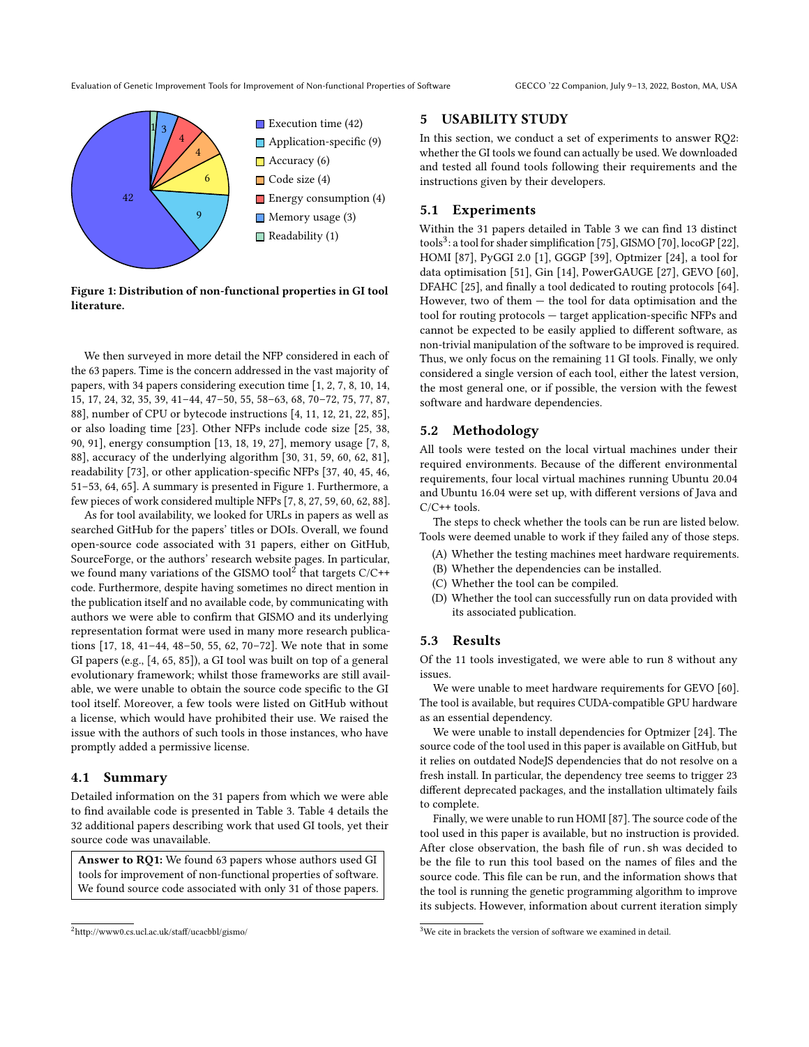Figure 1: Distribution of non-functional properties in GI tool literature.

We then surveyed in more detail the NFP considered in each of the 63 papers. Time is the concern addressed in the vast majority of papers, with 34 papers considering execution time [1, 2, 7, 8, 10, 14, 15, 17, 24, 32, 35, 39, 41–44, 47–50, 55, 58–63, 68, 70–72, 75, 77, 87, 88], number of CPU or bytecode instructions [4, 11, 12, 21, 22, 85], or also loading time [23]. Other NFPs include code size [25, 38, 90, 91], energy consumption [13, 18, 19, 27], memory usage [7, 8, 88], accuracy of the underlying algorithm [30, 31, 59, 60, 62, 81], readability [73], or other application-specific NFPs [37, 40, 45, 46, 51–53, 64, 65]. A summary is presented in Figure 1. Furthermore, a few pieces of work considered multiple NFPs [7, 8, 27, 59, 60, 62, 88].

As for tool availability, we looked for URLs in papers as well as searched GitHub for the papers' titles or DOIs. Overall, we found open-source code associated with 31 papers, either on GitHub, SourceForge, or the authors' research website pages. In particular, we found many variations of the GISMO tool[2] that targets C/C++ code. Furthermore, despite having sometimes no direct mention in the publication itself and no available code, by communicating with authors we were able to confirm that GISMO and its underlying representation format were used in many more research publications [17, 18, 41–44, 48–50, 55, 62, 70–72]. We note that in some GI papers (e.g., [4, 65, 85]), a GI tool was built on top of a general evolutionary framework; whilst those frameworks are still available, we were unable to obtain the source code specific to the GI tool itself. Moreover, a few tools were listed on GitHub without a license, which would have prohibited their use. We raised the issue with the authors of such tools in those instances, who have promptly added a permissive license.

### 4.1 Summary

Detailed information on the 31 papers from which we were able to find available code is presented in Table 3. Table 4 details the 32 additional papers describing work that used GI tools, yet their source code was unavailable.

**Answer to RQ1:** We found 63 papers whose authors used GI tools for improvement of non-functional properties of software. We found source code associated with only 31 of those papers.

[2] http://www0.cs.ucl.ac.uk/staff/ucacbbl/gismo/

## 5 USABILITY STUDY

In this section, we conduct a set of experiments to answer RQ2: whether the GI tools we found can actually be used. We downloaded and tested all found tools following their requirements and the instructions given by their developers.

### 5.1 Experiments

Within the 31 papers detailed in Table 3 we can find 13 distinct tools[3]: a tool for shader simplification [75], GISMO [70], locoGP [22], HOMI [87], PyGGI 2.0 [1], GGGP [39], Optmizer [24], a tool for data optimisation [51], Gin [14], PowerGAUGE [27], GEVO [60], DFAHC [25], and finally a tool dedicated to routing protocols [64]. However, two of them — the tool for data optimisation and the tool for routing protocols — target application-specific NFPs and cannot be expected to be easily applied to different software, as non-trivial manipulation of the software to be improved is required. Thus, we only focus on the remaining 11 GI tools. Finally, we only considered a single version of each tool, either the latest version, the most general one, or if possible, the version with the fewest software and hardware dependencies.

### 5.2 Methodology

All tools were tested on the local virtual machines under their required environments. Because of the different environmental requirements, four local virtual machines running Ubuntu 20.04 and Ubuntu 16.04 were set up, with different versions of Java and C/C++ tools.

The steps to check whether the tools can be run are listed below. Tools were deemed unable to work if they failed any of those steps.

(A) Whether the testing machines meet hardware requirements.
(B) Whether the dependencies can be installed.
(C) Whether the tool can be compiled.
(D) Whether the tool can successfully run on data provided with its associated publication.

### 5.3 Results

Of the 11 tools investigated, we were able to run 8 without any issues.

We were unable to meet hardware requirements for GEVO [60]. The tool is available, but requires CUDA-compatible GPU hardware as an essential dependency.

We were unable to install dependencies for Optmizer [24]. The source code of the tool used in this paper is available on GitHub, but it relies on outdated NodeJS dependencies that do not resolve on a fresh install. In particular, the dependency tree seems to trigger 23 different deprecated packages, and the installation ultimately fails to complete.

Finally, we were unable to run HOMI [87]. The source code of the tool used in this paper is available, but no instruction is provided. After close observation, the bash file of `run.sh` was decided to be the file to run this tool based on the names of files and the source code. This file can be run, and the information shows that the tool is running the genetic programming algorithm to improve its subjects. However, information about current iteration simply

[3] We cite in brackets the version of software we examined in detail.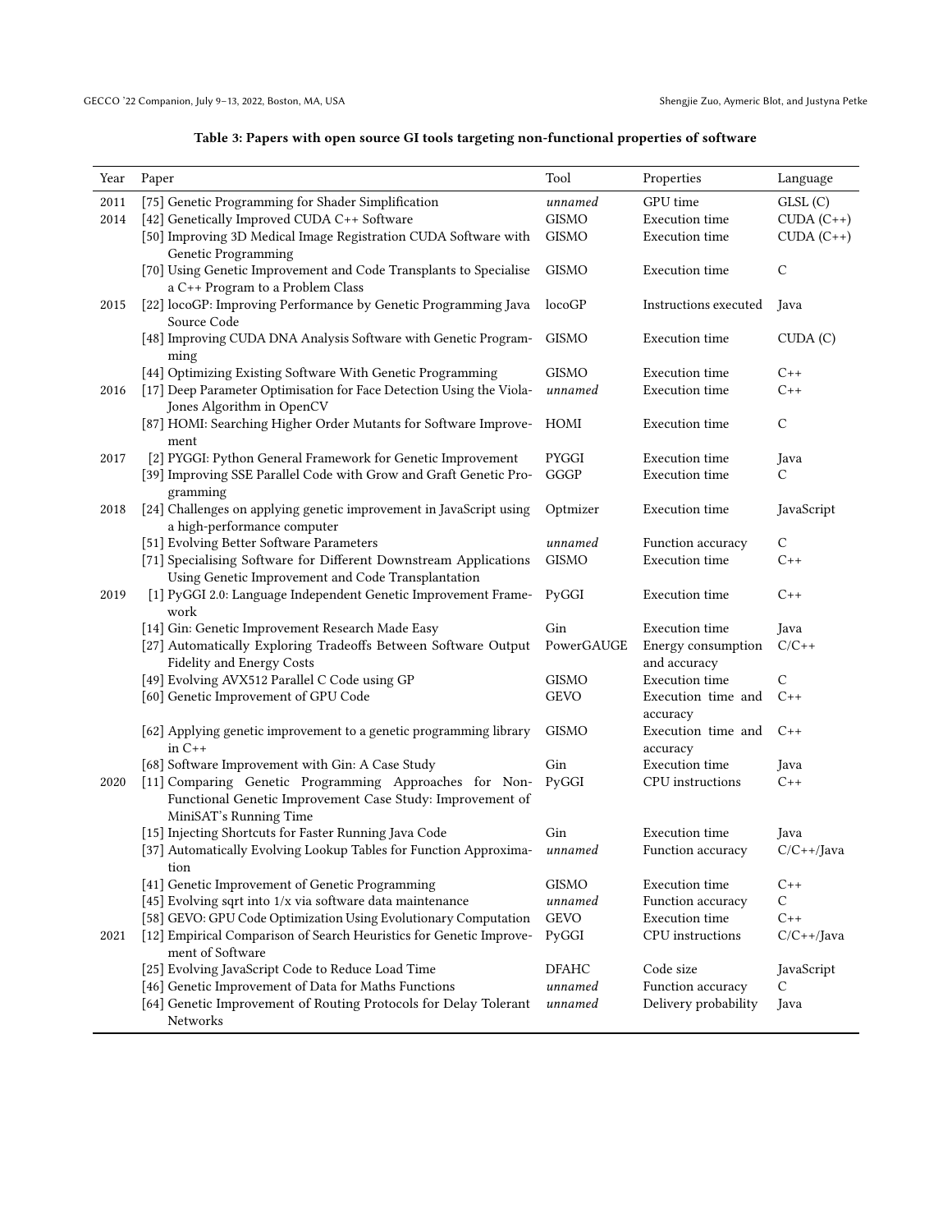**Table 3: Papers with open source GI tools targeting non-functional properties of software**

| Year | Paper | Tool | Properties | Language |
|---|---|---|---|---|
| 2011 | [75] Genetic Programming for Shader Simplification | *unnamed* | GPU time | GLSL (C) |
| 2014 | [42] Genetically Improved CUDA C++ Software | GISMO | Execution time | CUDA (C++) |
| | [50] Improving 3D Medical Image Registration CUDA Software with Genetic Programming | GISMO | Execution time | CUDA (C++) |
| | [70] Using Genetic Improvement and Code Transplants to Specialise a C++ Program to a Problem Class | GISMO | Execution time | C |
| 2015 | [22] locoGP: Improving Performance by Genetic Programming Java Source Code | locoGP | Instructions executed | Java |
| | [48] Improving CUDA DNA Analysis Software with Genetic Programming | GISMO | Execution time | CUDA (C) |
| | [44] Optimizing Existing Software With Genetic Programming | GISMO | Execution time | C++ |
| 2016 | [17] Deep Parameter Optimisation for Face Detection Using the Viola-Jones Algorithm in OpenCV | *unnamed* | Execution time | C++ |
| | [87] HOMI: Searching Higher Order Mutants for Software Improvement | HOMI | Execution time | C |
| 2017 | [2] PYGGI: Python General Framework for Genetic Improvement | PYGGI | Execution time | Java |
| | [39] Improving SSE Parallel Code with Grow and Graft Genetic Programming | GGGP | Execution time | C |
| 2018 | [24] Challenges on applying genetic improvement in JavaScript using a high-performance computer | Optmizer | Execution time | JavaScript |
| | [51] Evolving Better Software Parameters | *unnamed* | Function accuracy | C |
| | [71] Specialising Software for Different Downstream Applications Using Genetic Improvement and Code Transplantation | GISMO | Execution time | C++ |
| 2019 | [1] PyGGI 2.0: Language Independent Genetic Improvement Framework | PyGGI | Execution time | C++ |
| | [14] Gin: Genetic Improvement Research Made Easy | Gin | Execution time | Java |
| | [27] Automatically Exploring Tradeoffs Between Software Output Fidelity and Energy Costs | PowerGAUGE | Energy consumption and accuracy | C/C++ |
| | [49] Evolving AVX512 Parallel C Code using GP | GISMO | Execution time | C |
| | [60] Genetic Improvement of GPU Code | GEVO | Execution time and accuracy | C++ |
| | [62] Applying genetic improvement to a genetic programming library in C++ | GISMO | Execution time and accuracy | C++ |
| | [68] Software Improvement with Gin: A Case Study | Gin | Execution time | Java |
| 2020 | [11] Comparing Genetic Programming Approaches for Non-Functional Genetic Improvement Case Study: Improvement of MiniSAT's Running Time | PyGGI | CPU instructions | C++ |
| | [15] Injecting Shortcuts for Faster Running Java Code | Gin | Execution time | Java |
| | [37] Automatically Evolving Lookup Tables for Function Approximation | *unnamed* | Function accuracy | C/C++/Java |
| | [41] Genetic Improvement of Genetic Programming | GISMO | Execution time | C++ |
| | [45] Evolving sqrt into 1/x via software data maintenance | *unnamed* | Function accuracy | C |
| | [58] GEVO: GPU Code Optimization Using Evolutionary Computation | GEVO | Execution time | C++ |
| 2021 | [12] Empirical Comparison of Search Heuristics for Genetic Improvement of Software | PyGGI | CPU instructions | C/C++/Java |
| | [25] Evolving JavaScript Code to Reduce Load Time | DFAHC | Code size | JavaScript |
| | [46] Genetic Improvement of Data for Maths Functions | *unnamed* | Function accuracy | C |
| | [64] Genetic Improvement of Routing Protocols for Delay Tolerant Networks | *unnamed* | Delivery probability | Java |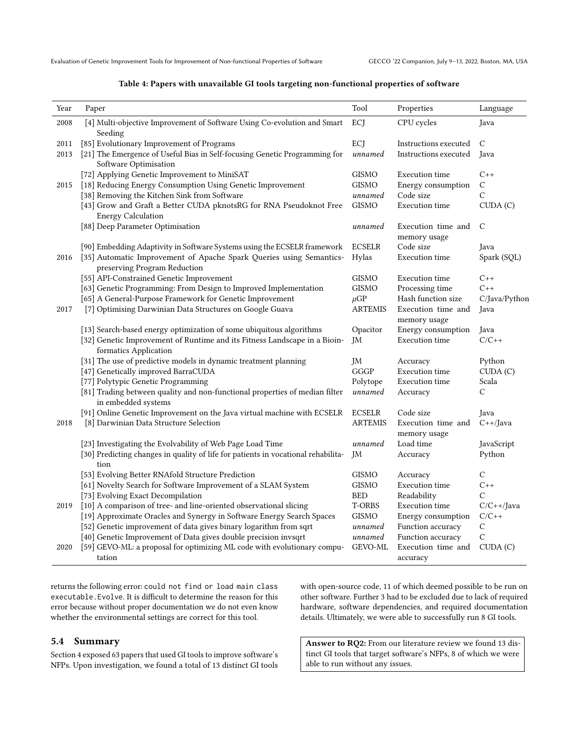**Table 4: Papers with unavailable GI tools targeting non-functional properties of software**

| Year | Paper | Tool | Properties | Language |
|---|---|---|---|---|
| 2008 | [4] Multi-objective Improvement of Software Using Co-evolution and Smart Seeding | ECJ | CPU cycles | Java |
| 2011 | [85] Evolutionary Improvement of Programs | ECJ | Instructions executed | C |
| 2013 | [21] The Emergence of Useful Bias in Self-focusing Genetic Programming for Software Optimisation | *unnamed* | Instructions executed | Java |
| | [72] Applying Genetic Improvement to MiniSAT | GISMO | Execution time | C++ |
| 2015 | [18] Reducing Energy Consumption Using Genetic Improvement | GISMO | Energy consumption | C |
| | [38] Removing the Kitchen Sink from Software | *unnamed* | Code size | C |
| | [43] Grow and Graft a Better CUDA pknotsRG for RNA Pseudoknot Free Energy Calculation | GISMO | Execution time | CUDA (C) |
| | [88] Deep Parameter Optimisation | *unnamed* | Execution time and memory usage | C |
| | [90] Embedding Adaptivity in Software Systems using the ECSELR framework | ECSELR | Code size | Java |
| 2016 | [35] Automatic Improvement of Apache Spark Queries using Semantics-preserving Program Reduction | Hylas | Execution time | Spark (SQL) |
| | [55] API-Constrained Genetic Improvement | GISMO | Execution time | C++ |
| | [63] Genetic Programming: From Design to Improved Implementation | GISMO | Processing time | C++ |
| | [65] A General-Purpose Framework for Genetic Improvement | $\mu$GP | Hash function size | C/Java/Python |
| 2017 | [7] Optimising Darwinian Data Structures on Google Guava | ARTEMIS | Execution time and memory usage | Java |
| | [13] Search-based energy optimization of some ubiquitous algorithms | Opacitor | Energy consumption | Java |
| | [32] Genetic Improvement of Runtime and its Fitness Landscape in a Bioinformatics Application | JM | Execution time | C/C++ |
| | [31] The use of predictive models in dynamic treatment planning | JM | Accuracy | Python |
| | [47] Genetically improved BarraCUDA | GGGP | Execution time | CUDA (C) |
| | [77] Polytypic Genetic Programming | Polytope | Execution time | Scala |
| | [81] Trading between quality and non-functional properties of median filter in embedded systems | *unnamed* | Accuracy | C |
| | [91] Online Genetic Improvement on the Java virtual machine with ECSELR | ECSELR | Code size | Java |
| 2018 | [8] Darwinian Data Structure Selection | ARTEMIS | Execution time and memory usage | C++/Java |
| | [23] Investigating the Evolvability of Web Page Load Time | *unnamed* | Load time | JavaScript |
| | [30] Predicting changes in quality of life for patients in vocational rehabilitation | JM | Accuracy | Python |
| | [53] Evolving Better RNAfold Structure Prediction | GISMO | Accuracy | C |
| | [61] Novelty Search for Software Improvement of a SLAM System | GISMO | Execution time | C++ |
| | [73] Evolving Exact Decompilation | BED | Readability | C |
| 2019 | [10] A comparison of tree- and line-oriented observational slicing | T-ORBS | Execution time | C/C++/Java |
| | [19] Approximate Oracles and Synergy in Software Energy Search Spaces | GISMO | Energy consumption | C/C++ |
| | [52] Genetic improvement of data gives binary logarithm from sqrt | *unnamed* | Function accuracy | C |
| | [40] Genetic Improvement of Data gives double precision invsqrt | *unnamed* | Function accuracy | C |
| 2020 | [59] GEVO-ML: a proposal for optimizing ML code with evolutionary computation | GEVO-ML | Execution time and accuracy | CUDA (C) |

returns the following error: `could not find or load main class executable.Evolve`. It is difficult to determine the reason for this error because without proper documentation we do not even know whether the environmental settings are correct for this tool.

## 5.4 Summary

Section 4 exposed 63 papers that used GI tools to improve software's NFPs. Upon investigation, we found a total of 13 distinct GI tools with open-source code, 11 of which deemed possible to be run on other software. Further 3 had to be excluded due to lack of required hardware, software dependencies, and required documentation details. Ultimately, we were able to successfully run 8 GI tools.

**Answer to RQ2:** From our literature review we found 13 distinct GI tools that target software's NFPs, 8 of which we were able to run without any issues.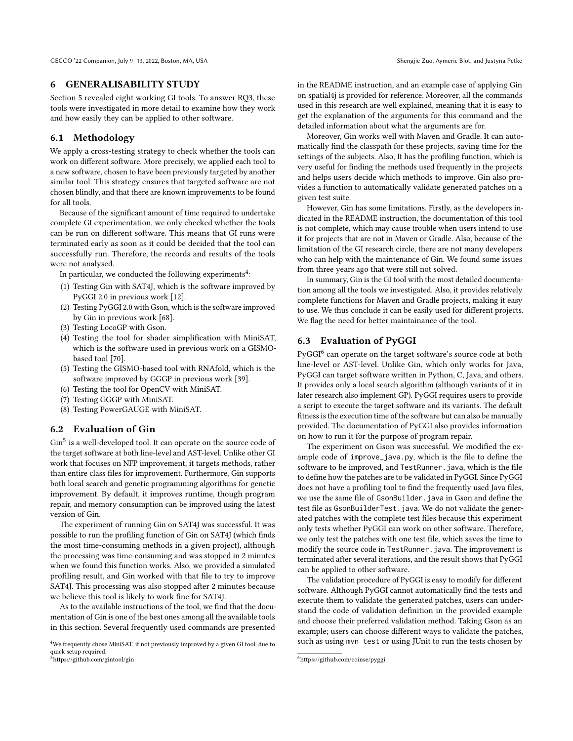## 6 GENERALISABILITY STUDY

Section 5 revealed eight working GI tools. To answer RQ3, these tools were investigated in more detail to examine how they work and how easily they can be applied to other software.

### 6.1 Methodology

We apply a cross-testing strategy to check whether the tools can work on different software. More precisely, we applied each tool to a new software, chosen to have been previously targeted by another similar tool. This strategy ensures that targeted software are not chosen blindly, and that there are known improvements to be found for all tools.

Because of the significant amount of time required to undertake complete GI experimentation, we only checked whether the tools can be run on different software. This means that GI runs were terminated early as soon as it could be decided that the tool can successfully run. Therefore, the records and results of the tools were not analysed.

In particular, we conducted the following experiments[4]:

1. Testing Gin with SAT4J, which is the software improved by PyGGI 2.0 in previous work [12].
2. Testing PyGGI 2.0 with Gson, which is the software improved by Gin in previous work [68].
3. Testing LocoGP with Gson.
4. Testing the tool for shader simplification with MiniSAT, which is the software used in previous work on a GISMO-based tool [70].
5. Testing the GISMO-based tool with RNAfold, which is the software improved by GGGP in previous work [39].
6. Testing the tool for OpenCV with MiniSAT.
7. Testing GGGP with MiniSAT.
8. Testing PowerGAUGE with MiniSAT.

### 6.2 Evaluation of Gin

Gin[5] is a well-developed tool. It can operate on the source code of the target software at both line-level and AST-level. Unlike other GI work that focuses on NFP improvement, it targets methods, rather than entire class files for improvement. Furthermore, Gin supports both local search and genetic programming algorithms for genetic improvement. By default, it improves runtime, though program repair, and memory consumption can be improved using the latest version of Gin.

The experiment of running Gin on SAT4J was successful. It was possible to run the profiling function of Gin on SAT4J (which finds the most time-consuming methods in a given project), although the processing was time-consuming and was stopped in 2 minutes when we found this function works. Also, we provided a simulated profiling result, and Gin worked with that file to try to improve SAT4J. This processing was also stopped after 2 minutes because we believe this tool is likely to work fine for SAT4J.

As to the available instructions of the tool, we find that the documentation of Gin is one of the best ones among all the available tools in this section. Several frequently used commands are presented in the README instruction, and an example case of applying Gin on spatial4j is provided for reference. Moreover, all the commands used in this research are well explained, meaning that it is easy to get the explanation of the arguments for this command and the detailed information about what the arguments are for.

Moreover, Gin works well with Maven and Gradle. It can automatically find the classpath for these projects, saving time for the settings of the subjects. Also, It has the profiling function, which is very useful for finding the methods used frequently in the projects and helps users decide which methods to improve. Gin also provides a function to automatically validate generated patches on a given test suite.

However, Gin has some limitations. Firstly, as the developers indicated in the README instruction, the documentation of this tool is not complete, which may cause trouble when users intend to use it for projects that are not in Maven or Gradle. Also, because of the limitation of the GI research circle, there are not many developers who can help with the maintenance of Gin. We found some issues from three years ago that were still not solved.

In summary, Gin is the GI tool with the most detailed documentation among all the tools we investigated. Also, it provides relatively complete functions for Maven and Gradle projects, making it easy to use. We thus conclude it can be easily used for different projects. We flag the need for better maintainance of the tool.

### 6.3 Evaluation of PyGGI

PyGGI[6] can operate on the target software's source code at both line-level or AST-level. Unlike Gin, which only works for Java, PyGGI can target software written in Python, C, Java, and others. It provides only a local search algorithm (although variants of it in later research also implement GP). PyGGI requires users to provide a script to execute the target software and its variants. The default fitness is the execution time of the software but can also be manually provided. The documentation of PyGGI also provides information on how to run it for the purpose of program repair.

The experiment on Gson was successful. We modified the example code of `improve_java.py`, which is the file to define the software to be improved, and `TestRunner.java`, which is the file to define how the patches are to be validated in PyGGI. Since PyGGI does not have a profiling tool to find the frequently used Java files, we use the same file of `GsonBuilder.java` in Gson and define the test file as `GsonBuilderTest.java`. We do not validate the generated patches with the complete test files because this experiment only tests whether PyGGI can work on other software. Therefore, we only test the patches with one test file, which saves the time to modify the source code in `TestRunner.java`. The improvement is terminated after several iterations, and the result shows that PyGGI can be applied to other software.

The validation procedure of PyGGI is easy to modify for different software. Although PyGGI cannot automatically find the tests and execute them to validate the generated patches, users can understand the code of validation definition in the provided example and choose their preferred validation method. Taking Gson as an example; users can choose different ways to validate the patches, such as using `mvn test` or using JUnit to run the tests chosen by

---

[4] We frequently chose MiniSAT, if not previously improved by a given GI tool, due to quick setup required.

[5] https://github.com/gintool/gin

[6] https://github.com/coinse/pyggi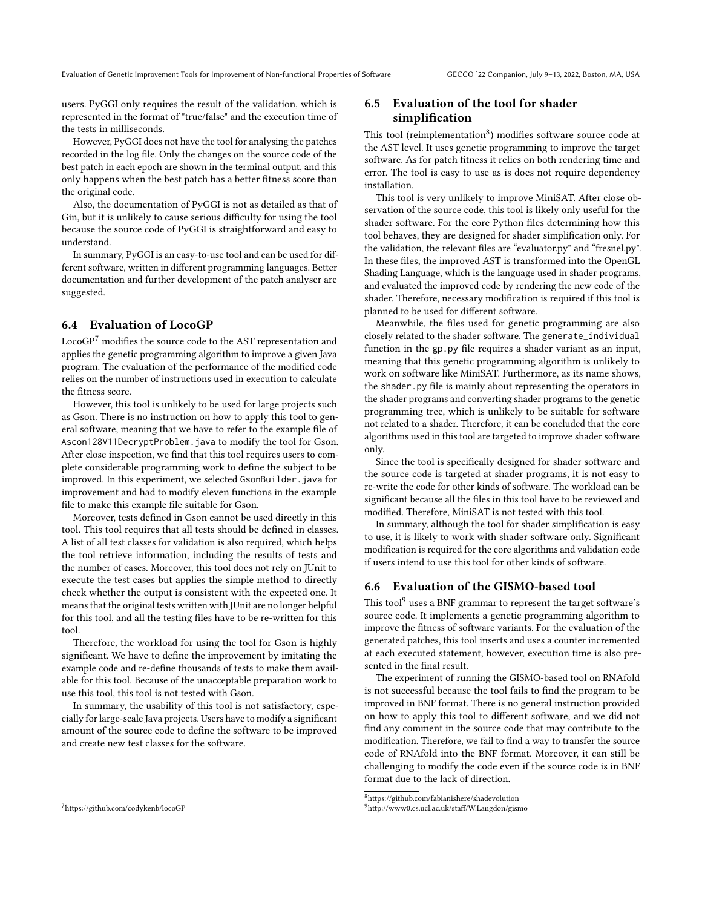users. PyGGI only requires the result of the validation, which is represented in the format of "true/false" and the execution time of the tests in milliseconds.

However, PyGGI does not have the tool for analysing the patches recorded in the log file. Only the changes on the source code of the best patch in each epoch are shown in the terminal output, and this only happens when the best patch has a better fitness score than the original code.

Also, the documentation of PyGGI is not as detailed as that of Gin, but it is unlikely to cause serious difficulty for using the tool because the source code of PyGGI is straightforward and easy to understand.

In summary, PyGGI is an easy-to-use tool and can be used for different software, written in different programming languages. Better documentation and further development of the patch analyser are suggested.

### 6.4 Evaluation of LocoGP

LocoGP[7] modifies the source code to the AST representation and applies the genetic programming algorithm to improve a given Java program. The evaluation of the performance of the modified code relies on the number of instructions used in execution to calculate the fitness score.

However, this tool is unlikely to be used for large projects such as Gson. There is no instruction on how to apply this tool to general software, meaning that we have to refer to the example file of `Ascon128V11DecryptProblem.java` to modify the tool for Gson. After close inspection, we find that this tool requires users to complete considerable programming work to define the subject to be improved. In this experiment, we selected `GsonBuilder.java` for improvement and had to modify eleven functions in the example file to make this example file suitable for Gson.

Moreover, tests defined in Gson cannot be used directly in this tool. This tool requires that all tests should be defined in classes. A list of all test classes for validation is also required, which helps the tool retrieve information, including the results of tests and the number of cases. Moreover, this tool does not rely on JUnit to execute the test cases but applies the simple method to directly check whether the output is consistent with the expected one. It means that the original tests written with JUnit are no longer helpful for this tool, and all the testing files have to be re-written for this tool.

Therefore, the workload for using the tool for Gson is highly significant. We have to define the improvement by imitating the example code and re-define thousands of tests to make them available for this tool. Because of the unacceptable preparation work to use this tool, this tool is not tested with Gson.

In summary, the usability of this tool is not satisfactory, especially for large-scale Java projects. Users have to modify a significant amount of the source code to define the software to be improved and create new test classes for the software.

### 6.5 Evaluation of the tool for shader simplification

This tool (reimplementation[8]) modifies software source code at the AST level. It uses genetic programming to improve the target software. As for patch fitness it relies on both rendering time and error. The tool is easy to use as is does not require dependency installation.

This tool is very unlikely to improve MiniSAT. After close observation of the source code, this tool is likely only useful for the shader software. For the core Python files determining how this tool behaves, they are designed for shader simplification only. For the validation, the relevant files are "evaluator.py" and "fresnel.py". In these files, the improved AST is transformed into the OpenGL Shading Language, which is the language used in shader programs, and evaluated the improved code by rendering the new code of the shader. Therefore, necessary modification is required if this tool is planned to be used for different software.

Meanwhile, the files used for genetic programming are also closely related to the shader software. The `generate_individual` function in the `gp.py` file requires a shader variant as an input, meaning that this genetic programming algorithm is unlikely to work on software like MiniSAT. Furthermore, as its name shows, the `shader.py` file is mainly about representing the operators in the shader programs and converting shader programs to the genetic programming tree, which is unlikely to be suitable for software not related to a shader. Therefore, it can be concluded that the core algorithms used in this tool are targeted to improve shader software only.

Since the tool is specifically designed for shader software and the source code is targeted at shader programs, it is not easy to re-write the code for other kinds of software. The workload can be significant because all the files in this tool have to be reviewed and modified. Therefore, MiniSAT is not tested with this tool.

In summary, although the tool for shader simplification is easy to use, it is likely to work with shader software only. Significant modification is required for the core algorithms and validation code if users intend to use this tool for other kinds of software.

### 6.6 Evaluation of the GISMO-based tool

This tool[9] uses a BNF grammar to represent the target software's source code. It implements a genetic programming algorithm to improve the fitness of software variants. For the evaluation of the generated patches, this tool inserts and uses a counter incremented at each executed statement, however, execution time is also presented in the final result.

The experiment of running the GISMO-based tool on RNAfold is not successful because the tool fails to find the program to be improved in BNF format. There is no general instruction provided on how to apply this tool to different software, and we did not find any comment in the source code that may contribute to the modification. Therefore, we fail to find a way to transfer the source code of RNAfold into the BNF format. Moreover, it can still be challenging to modify the code even if the source code is in BNF format due to the lack of direction.

[7] https://github.com/codykenb/locoGP

[8] https://github.com/fabianishere/shadevolution

[9] http://www0.cs.ucl.ac.uk/staff/W.Langdon/gismo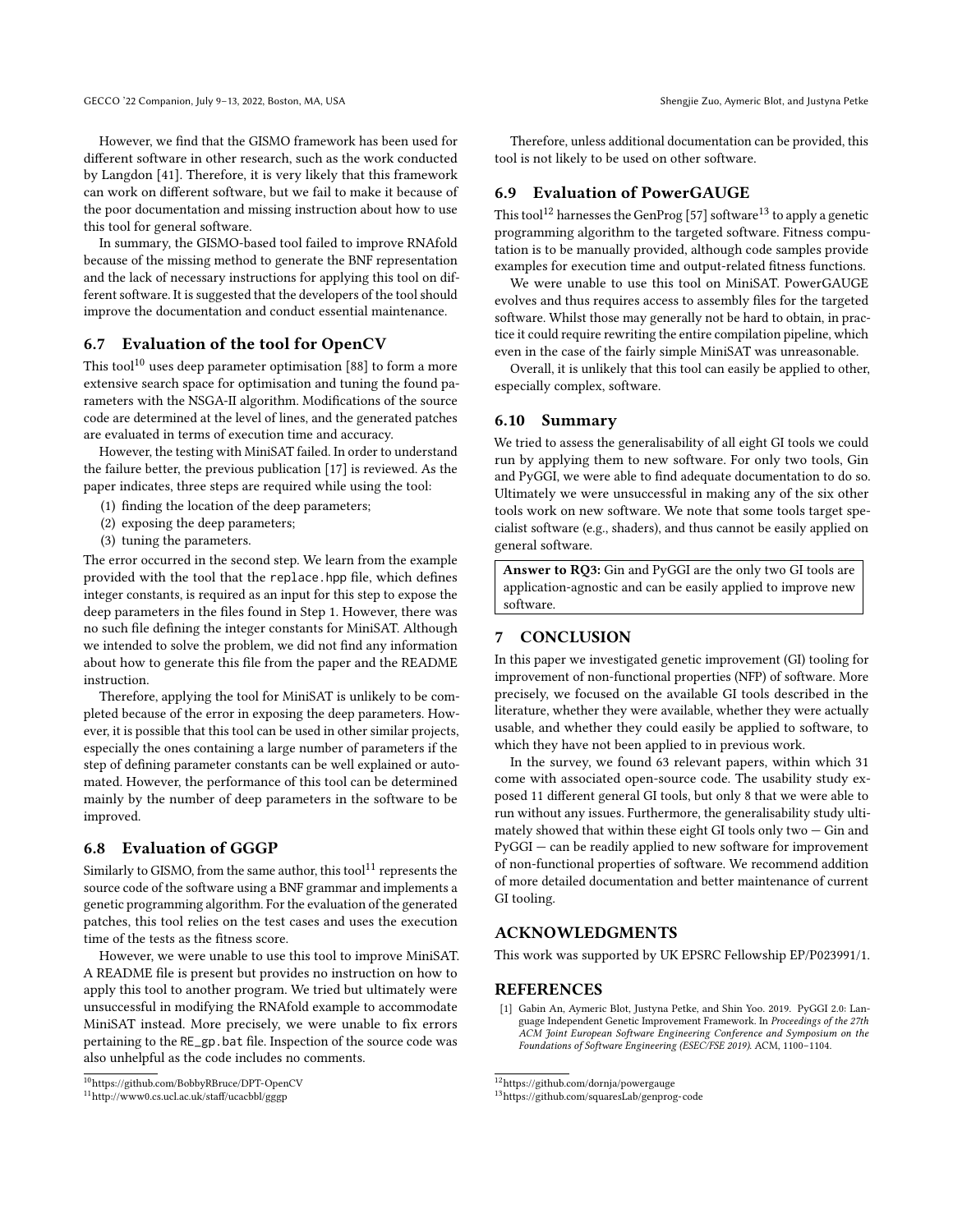However, we find that the GISMO framework has been used for different software in other research, such as the work conducted by Langdon [41]. Therefore, it is very likely that this framework can work on different software, but we fail to make it because of the poor documentation and missing instruction about how to use this tool for general software.

In summary, the GISMO-based tool failed to improve RNAfold because of the missing method to generate the BNF representation and the lack of necessary instructions for applying this tool on different software. It is suggested that the developers of the tool should improve the documentation and conduct essential maintenance.

## 6.7 Evaluation of the tool for OpenCV

This tool[10] uses deep parameter optimisation [88] to form a more extensive search space for optimisation and tuning the found parameters with the NSGA-II algorithm. Modifications of the source code are determined at the level of lines, and the generated patches are evaluated in terms of execution time and accuracy.

However, the testing with MiniSAT failed. In order to understand the failure better, the previous publication [17] is reviewed. As the paper indicates, three steps are required while using the tool:

(1) finding the location of the deep parameters;
(2) exposing the deep parameters;
(3) tuning the parameters.

The error occurred in the second step. We learn from the example provided with the tool that the `replace.hpp` file, which defines integer constants, is required as an input for this step to expose the deep parameters in the files found in Step 1. However, there was no such file defining the integer constants for MiniSAT. Although we intended to solve the problem, we did not find any information about how to generate this file from the paper and the README instruction.

Therefore, applying the tool for MiniSAT is unlikely to be completed because of the error in exposing the deep parameters. However, it is possible that this tool can be used in other similar projects, especially the ones containing a large number of parameters if the step of defining parameter constants can be well explained or automated. However, the performance of this tool can be determined mainly by the number of deep parameters in the software to be improved.

## 6.8 Evaluation of GGGP

Similarly to GISMO, from the same author, this tool[11] represents the source code of the software using a BNF grammar and implements a genetic programming algorithm. For the evaluation of the generated patches, this tool relies on the test cases and uses the execution time of the tests as the fitness score.

However, we were unable to use this tool to improve MiniSAT. A README file is present but provides no instruction on how to apply this tool to another program. We tried but ultimately were unsuccessful in modifying the RNAfold example to accommodate MiniSAT instead. More precisely, we were unable to fix errors pertaining to the `RE_gp.bat` file. Inspection of the source code was also unhelpful as the code includes no comments.

Therefore, unless additional documentation can be provided, this tool is not likely to be used on other software.

## 6.9 Evaluation of PowerGAUGE

This tool[12] harnesses the GenProg [57] software[13] to apply a genetic programming algorithm to the targeted software. Fitness computation is to be manually provided, although code samples provide examples for execution time and output-related fitness functions.

We were unable to use this tool on MiniSAT. PowerGAUGE evolves and thus requires access to assembly files for the targeted software. Whilst those may generally not be hard to obtain, in practice it could require rewriting the entire compilation pipeline, which even in the case of the fairly simple MiniSAT was unreasonable.

Overall, it is unlikely that this tool can easily be applied to other, especially complex, software.

## 6.10 Summary

We tried to assess the generalisability of all eight GI tools we could run by applying them to new software. For only two tools, Gin and PyGGI, we were able to find adequate documentation to do so. Ultimately we were unsuccessful in making any of the six other tools work on new software. We note that some tools target specialist software (e.g., shaders), and thus cannot be easily applied on general software.

**Answer to RQ3:** Gin and PyGGI are the only two GI tools are application-agnostic and can be easily applied to improve new software.

# 7 CONCLUSION

In this paper we investigated genetic improvement (GI) tooling for improvement of non-functional properties (NFP) of software. More precisely, we focused on the available GI tools described in the literature, whether they were available, whether they were actually usable, and whether they could easily be applied to software, to which they have not been applied to in previous work.

In the survey, we found 63 relevant papers, within which 31 come with associated open-source code. The usability study exposed 11 different general GI tools, but only 8 that we were able to run without any issues. Furthermore, the generalisability study ultimately showed that within these eight GI tools only two — Gin and PyGGI — can be readily applied to new software for improvement of non-functional properties of software. We recommend addition of more detailed documentation and better maintenance of current GI tooling.

# ACKNOWLEDGMENTS

This work was supported by UK EPSRC Fellowship EP/P023991/1.

# REFERENCES

[1] Gabin An, Aymeric Blot, Justyna Petke, and Shin Yoo. 2019. PyGGI 2.0: Language Independent Genetic Improvement Framework. In *Proceedings of the 27th ACM Joint European Software Engineering Conference and Symposium on the Foundations of Software Engineering (ESEC/FSE 2019)*. ACM, 1100–1104.

---

[10] https://github.com/BobbyRBruce/DPT-OpenCV

[11] http://www0.cs.ucl.ac.uk/staff/ucacbbl/gggp

[12] https://github.com/dornja/powergauge

[13] https://github.com/squaresLab/genprog-code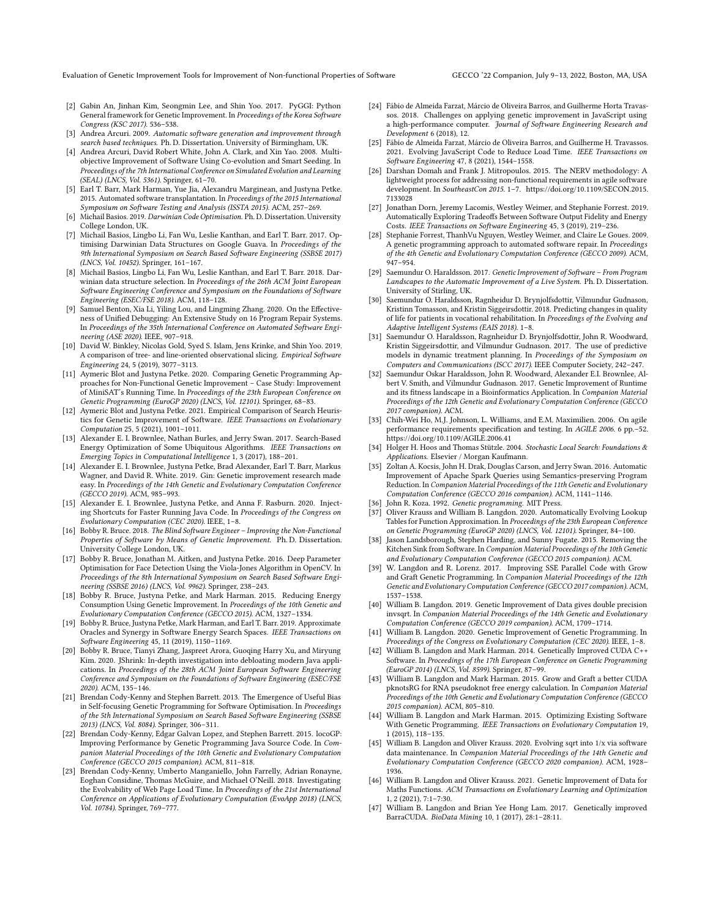[2] Gabin An, Jinhan Kim, Seongmin Lee, and Shin Yoo. 2017. PyGGI: Python General framework for Genetic Improvement. In *Proceedings of the Korea Software Congress (KSC 2017)*. 536–538.

[3] Andrea Arcuri. 2009. *Automatic software generation and improvement through search based techniques.* Ph. D. Dissertation. University of Birmingham, UK.

[4] Andrea Arcuri, David Robert White, John A. Clark, and Xin Yao. 2008. Multi-objective Improvement of Software Using Co-evolution and Smart Seeding. In *Proceedings of the 7th International Conference on Simulated Evolution and Learning (SEAL) (LNCS, Vol. 5361)*. Springer, 61–70.

[5] Earl T. Barr, Mark Harman, Yue Jia, Alexandru Marginean, and Justyna Petke. 2015. Automated software transplantation. In *Proceedings of the 2015 International Symposium on Software Testing and Analysis (ISSTA 2015)*. ACM, 257–269.

[6] Michail Basios. 2019. *Darwinian Code Optimisation.* Ph. D. Dissertation. University College London, UK.

[7] Michail Basios, Lingbo Li, Fan Wu, Leslie Kanthan, and Earl T. Barr. 2017. Optimising Darwinian Data Structures on Google Guava. In *Proceedings of the 9th International Symposium on Search Based Software Engineering (SSBSE 2017) (LNCS, Vol. 10452)*. Springer, 161–167.

[8] Michail Basios, Lingbo Li, Fan Wu, Leslie Kanthan, and Earl T. Barr. 2018. Darwinian data structure selection. In *Proceedings of the 26th ACM Joint European Software Engineering Conference and Symposium on the Foundations of Software Engineering (ESEC/FSE 2018)*. ACM, 118–128.

[9] Samuel Benton, Xia Li, Yiling Lou, and Lingming Zhang. 2020. On the Effectiveness of Unified Debugging: An Extensive Study on 16 Program Repair Systems. In *Proceedings of the 35th International Conference on Automated Software Engineering (ASE 2020)*. IEEE, 907–918.

[10] David W. Binkley, Nicolas Gold, Syed S. Islam, Jens Krinke, and Shin Yoo. 2019. A comparison of tree- and line-oriented observational slicing. *Empirical Software Engineering* 24, 5 (2019), 3077–3113.

[11] Aymeric Blot and Justyna Petke. 2020. Comparing Genetic Programming Approaches for Non-Functional Genetic Improvement – Case Study: Improvement of MiniSAT's Running Time. In *Proceedings of the 23th European Conference on Genetic Programming (EuroGP 2020) (LNCS, Vol. 12101)*. Springer, 68–83.

[12] Aymeric Blot and Justyna Petke. 2021. Empirical Comparison of Search Heuristics for Genetic Improvement of Software. *IEEE Transactions on Evolutionary Computation* 25, 5 (2021), 1001–1011.

[13] Alexander E. I. Brownlee, Nathan Burles, and Jerry Swan. 2017. Search-Based Energy Optimization of Some Ubiquitous Algorithms. *IEEE Transactions on Emerging Topics in Computational Intelligence* 1, 3 (2017), 188–201.

[14] Alexander E. I. Brownlee, Justyna Petke, Brad Alexander, Earl T. Barr, Markus Wagner, and David R. White. 2019. Gin: Genetic improvement research made easy. In *Proceedings of the 14th Genetic and Evolutionary Computation Conference (GECCO 2019)*. ACM, 985–993.

[15] Alexander E. I. Brownlee, Justyna Petke, and Anna F. Rasburn. 2020. Injecting Shortcuts for Faster Running Java Code. In *Proceedings of the Congress on Evolutionary Computation (CEC 2020)*. IEEE, 1–8.

[16] Bobby R. Bruce. 2018. *The Blind Software Engineer – Improving the Non-Functional Properties of Software by Means of Genetic Improvement.* Ph. D. Dissertation. University College London, UK.

[17] Bobby R. Bruce, Jonathan M. Aitken, and Justyna Petke. 2016. Deep Parameter Optimisation for Face Detection Using the Viola-Jones Algorithm in OpenCV. In *Proceedings of the 8th International Symposium on Search Based Software Engineering (SSBSE 2016) (LNCS, Vol. 9962)*. Springer, 238–243.

[18] Bobby R. Bruce, Justyna Petke, and Mark Harman. 2015. Reducing Energy Consumption Using Genetic Improvement. In *Proceedings of the 10th Genetic and Evolutionary Computation Conference (GECCO 2015)*. ACM, 1327–1334.

[19] Bobby R. Bruce, Justyna Petke, Mark Harman, and Earl T. Barr. 2019. Approximate Oracles and Synergy in Software Energy Search Spaces. *IEEE Transactions on Software Engineering* 45, 11 (2019), 1150–1169.

[20] Bobby R. Bruce, Tianyi Zhang, Jaspreet Arora, Guoqing Harry Xu, and Miryung Kim. 2020. JShrink: In-depth investigation into debloating modern Java applications. In *Proceedings of the 28th ACM Joint European Software Engineering Conference and Symposium on the Foundations of Software Engineering (ESEC/FSE 2020)*. ACM, 135–146.

[21] Brendan Cody-Kenny and Stephen Barrett. 2013. The Emergence of Useful Bias in Self-focusing Genetic Programming for Software Optimisation. In *Proceedings of the 5th International Symposium on Search Based Software Engineering (SSBSE 2013) (LNCS, Vol. 8084)*. Springer, 306–311.

[22] Brendan Cody-Kenny, Edgar Galvan Lopez, and Stephen Barrett. 2015. locoGP: Improving Performance by Genetic Programming Java Source Code. In *Companion Material Proceedings of the 10th Genetic and Evolutionary Computation Conference (GECCO 2015 companion)*. ACM, 811–818.

[23] Brendan Cody-Kenny, Umberto Manganiello, John Farrelly, Adrian Ronayne, Eoghan Considine, Thomas McGuire, and Michael O'Neill. 2018. Investigating the Evolvability of Web Page Load Time. In *Proceedings of the 21st International Conference on Applications of Evolutionary Computation (EvoApp 2018) (LNCS, Vol. 10784)*. Springer, 769–777.

[24] Fábio de Almeida Farzat, Márcio de Oliveira Barros, and Guilherme Horta Travassos. 2018. Challenges on applying genetic improvement in JavaScript using a high-performance computer. *Journal of Software Engineering Research and Development* 6 (2018), 12.

[25] Fábio de Almeida Farzat, Márcio de Oliveira Barros, and Guilherme H. Travassos. 2021. Evolving JavaScript Code to Reduce Load Time. *IEEE Transactions on Software Engineering* 47, 8 (2021), 1544–1558.

[26] Darshan Domah and Frank J. Mitropoulos. 2015. The NERV methodology: A lightweight process for addressing non-functional requirements in agile software development. In *SoutheastCon 2015*. 1–7. https://doi.org/10.1109/SECON.2015.7133028

[27] Jonathan Dorn, Jeremy Lacomis, Westley Weimer, and Stephanie Forrest. 2019. Automatically Exploring Tradeoffs Between Software Output Fidelity and Energy Costs. *IEEE Transactions on Software Engineering* 45, 3 (2019), 219–236.

[28] Stephanie Forrest, ThanhVu Nguyen, Westley Weimer, and Claire Le Goues. 2009. A genetic programming approach to automated software repair. In *Proceedings of the 4th Genetic and Evolutionary Computation Conference (GECCO 2009)*. ACM, 947–954.

[29] Saemundur O. Haraldsson. 2017. *Genetic Improvement of Software – From Program Landscapes to the Automatic Improvement of a Live System.* Ph. D. Dissertation. University of Stirling, UK.

[30] Saemundur O. Haraldsson, Ragnheidur D. Brynjolfsdottir, Vilmundur Gudnason, Kristinn Tomasson, and Kristin Siggeirsdottir. 2018. Predicting changes in quality of life for patients in vocational rehabilitation. In *Proceedings of the Evolving and Adaptive Intelligent Systems (EAIS 2018)*. 1–8.

[31] Saemundur O. Haraldsson, Ragnheidur D. Brynjolfsdottir, John R. Woodward, Kristin Siggeirsdottir, and Vilmundur Gudnason. 2017. The use of predictive models in dynamic treatment planning. In *Proceedings of the Symposium on Computers and Communications (ISCC 2017)*. IEEE Computer Society, 242–247.

[32] Saemundur Oskar Haraldsson, John R. Woodward, Alexander E.I. Brownlee, Albert V. Smith, and Vilmundur Gudnason. 2017. Genetic Improvement of Runtime and its fitness landscape in a Bioinformatics Application. In *Companion Material Proceedings of the 12th Genetic and Evolutionary Computation Conference (GECCO 2017 companion)*. ACM.

[33] Chih-Wei Ho, M.J. Johnson, L. Williams, and E.M. Maximilien. 2006. On agile performance requirements specification and testing. In *AGILE 2006*. 6 pp.–52. https://doi.org/10.1109/AGILE.2006.41

[34] Holger H. Hoos and Thomas Stützle. 2004. *Stochastic Local Search: Foundations & Applications.* Elsevier / Morgan Kaufmann.

[35] Zoltan A. Kocsis, John H. Drak, Douglas Carson, and Jerry Swan. 2016. Automatic Improvement of Apache Spark Queries using Semantics-preserving Program Reduction. In *Companion Material Proceedings of the 11th Genetic and Evolutionary Computation Conference (GECCO 2016 companion)*. ACM, 1141–1146.

[36] John R. Koza. 1992. *Genetic programming.* MIT Press.

[37] Oliver Krauss and William B. Langdon. 2020. Automatically Evolving Lookup Tables for Function Approximation. In *Proceedings of the 23th European Conference on Genetic Programming (EuroGP 2020) (LNCS, Vol. 12101)*. Springer, 84–100.

[38] Jason Landsborough, Stephen Harding, and Sunny Fugate. 2015. Removing the Kitchen Sink from Software. In *Companion Material Proceedings of the 10th Genetic and Evolutionary Computation Conference (GECCO 2015 companion)*. ACM.

[39] W. Langdon and R. Lorenz. 2017. Improving SSE Parallel Code with Grow and Graft Genetic Programming. In *Companion Material Proceedings of the 12th Genetic and Evolutionary Computation Conference (GECCO 2017 companion)*. ACM, 1537–1538.

[40] William B. Langdon. 2019. Genetic Improvement of Data gives double precision invsqrt. In *Companion Material Proceedings of the 14th Genetic and Evolutionary Computation Conference (GECCO 2019 companion)*. ACM, 1709–1714.

[41] William B. Langdon. 2020. Genetic Improvement of Genetic Programming. In *Proceedings of the Congress on Evolutionary Computation (CEC 2020)*. IEEE, 1–8.

[42] William B. Langdon and Mark Harman. 2014. Genetically Improved CUDA C++ Software. In *Proceedings of the 17th European Conference on Genetic Programming (EuroGP 2014) (LNCS, Vol. 8599)*. Springer, 87–99.

[43] William B. Langdon and Mark Harman. 2015. Grow and Graft a better CUDA pknotsRG for RNA pseudoknot free energy calculation. In *Companion Material Proceedings of the 10th Genetic and Evolutionary Computation Conference (GECCO 2015 companion)*. ACM, 805–810.

[44] William B. Langdon and Mark Harman. 2015. Optimizing Existing Software With Genetic Programming. *IEEE Transactions on Evolutionary Computation* 19, 1 (2015), 118–135.

[45] William B. Langdon and Oliver Krauss. 2020. Evolving sqrt into 1/x via software data maintenance. In *Companion Material Proceedings of the 14th Genetic and Evolutionary Computation Conference (GECCO 2020 companion)*. ACM, 1928–1936.

[46] William B. Langdon and Oliver Krauss. 2021. Genetic Improvement of Data for Maths Functions. *ACM Transactions on Evolutionary Learning and Optimization* 1, 2 (2021), 7:1–7:30.

[47] William B. Langdon and Brian Yee Hong Lam. 2017. Genetically improved BarraCUDA. *BioData Mining* 10, 1 (2017), 28:1–28:11.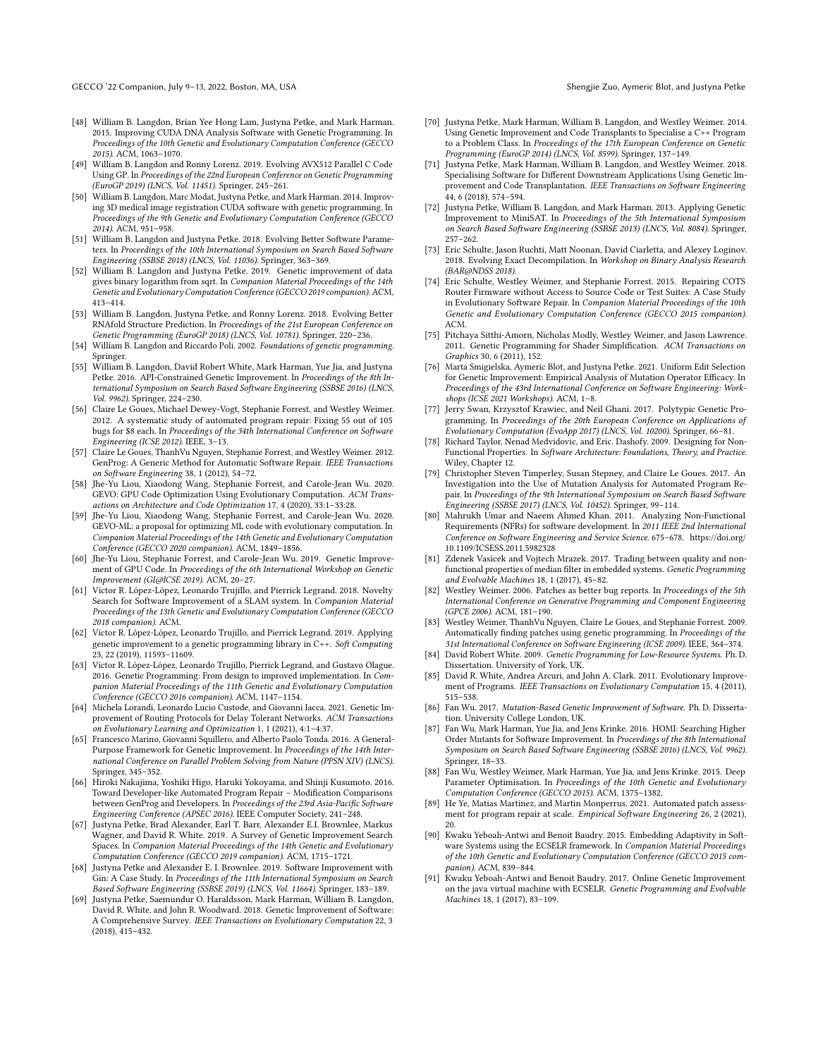[48] William B. Langdon, Brian Yee Hong Lam, Justyna Petke, and Mark Harman. 2015. Improving CUDA DNA Analysis Software with Genetic Programming. In *Proceedings of the 10th Genetic and Evolutionary Computation Conference (GECCO 2015)*. ACM, 1063–1070.

[49] William B. Langdon and Ronny Lorenz. 2019. Evolving AVX512 Parallel C Code Using GP. In *Proceedings of the 22nd European Conference on Genetic Programming (EuroGP 2019) (LNCS, Vol. 11451)*. Springer, 245–261.

[50] William B. Langdon, Marc Modat, Justyna Petke, and Mark Harman. 2014. Improving 3D medical image registration CUDA software with genetic programming. In *Proceedings of the 9th Genetic and Evolutionary Computation Conference (GECCO 2014)*. ACM, 951–958.

[51] William B. Langdon and Justyna Petke. 2018. Evolving Better Software Parameters. In *Proceedings of the 10th International Symposium on Search Based Software Engineering (SSBSE 2018) (LNCS, Vol. 11036)*. Springer, 363–369.

[52] William B. Langdon and Justyna Petke. 2019. Genetic improvement of data gives binary logarithm from sqrt. In *Companion Material Proceedings of the 14th Genetic and Evolutionary Computation Conference (GECCO 2019 companion)*. ACM, 413–414.

[53] William B. Langdon, Justyna Petke, and Ronny Lorenz. 2018. Evolving Better RNAfold Structure Prediction. In *Proceedings of the 21st European Conference on Genetic Programming (EuroGP 2018) (LNCS, Vol. 10781)*. Springer, 220–236.

[54] William B. Langdon and Riccardo Poli. 2002. *Foundations of genetic programming.* Springer.

[55] William B. Langdon, David Robert White, Mark Harman, Yue Jia, and Justyna Petke. 2016. API-Constrained Genetic Improvement. In *Proceedings of the 8th International Symposium on Search Based Software Engineering (SSBSE 2016) (LNCS, Vol. 9962)*. Springer, 224–230.

[56] Claire Le Goues, Michael Dewey-Vogt, Stephanie Forrest, and Westley Weimer. 2012. A systematic study of automated program repair: Fixing 55 out of 105 bugs for $8 each. In *Proceedings of the 34th International Conference on Software Engineering (ICSE 2012)*. IEEE, 3–13.

[57] Claire Le Goues, ThanhVu Nguyen, Stephanie Forrest, and Westley Weimer. 2012. GenProg: A Generic Method for Automatic Software Repair. *IEEE Transactions on Software Engineering* 38, 1 (2012), 54–72.

[58] Jhe-Yu Liou, Xiaodong Wang, Stephanie Forrest, and Carole-Jean Wu. 2020. GEVO: GPU Code Optimization Using Evolutionary Computation. *ACM Transactions on Architecture and Code Optimization* 17, 4 (2020), 33:1–33:28.

[59] Jhe-Yu Liou, Xiaodong Wang, Stephanie Forrest, and Carole-Jean Wu. 2020. GEVO-ML: a proposal for optimizing ML code with evolutionary computation. In *Companion Material Proceedings of the 14th Genetic and Evolutionary Computation Conference (GECCO 2020 companion)*. ACM, 1849–1856.

[60] Jhe-Yu Liou, Stephanie Forrest, and Carole-Jean Wu. 2019. Genetic Improvement of GPU Code. In *Proceedings of the 6th International Workshop on Genetic Improvement (GI@ICSE 2019)*. ACM, 20–27.

[61] Víctor R. López-López, Leonardo Trujillo, and Pierrick Legrand. 2018. Novelty Search for Software Improvement of a SLAM system. In *Companion Material Proceedings of the 13th Genetic and Evolutionary Computation Conference (GECCO 2018 companion)*. ACM.

[62] Víctor R. López-López, Leonardo Trujillo, and Pierrick Legrand. 2019. Applying genetic improvement to a genetic programming library in C++. *Soft Computing* 23, 22 (2019), 11593–11609.

[63] Víctor R. López-López, Leonardo Trujillo, Pierrick Legrand, and Gustavo Olague. 2016. Genetic Programming: From design to improved implementation. In *Companion Material Proceedings of the 11th Genetic and Evolutionary Computation Conference (GECCO 2016 companion)*. ACM, 1147–1154.

[64] Michela Lorandi, Leonardo Lucio Custode, and Giovanni Iacca. 2021. Genetic Improvement of Routing Protocols for Delay Tolerant Networks. *ACM Transactions on Evolutionary Learning and Optimization* 1, 1 (2021), 4:1–4:37.

[65] Francesco Marino, Giovanni Squillero, and Alberto Paolo Tonda. 2016. A General-Purpose Framework for Genetic Improvement. In *Proceedings of the 14th International Conference on Parallel Problem Solving from Nature (PPSN XIV) (LNCS)*. Springer, 345–352.

[66] Hiroki Nakajima, Yoshiki Higo, Haruki Yokoyama, and Shinji Kusumoto. 2016. Toward Developer-like Automated Program Repair – Modification Comparisons between GenProg and Developers. In *Proceedings of the 23rd Asia-Pacific Software Engineering Conference (APSEC 2016)*. IEEE Computer Society, 241–248.

[67] Justyna Petke, Brad Alexander, Earl T. Barr, Alexander E.I. Brownlee, Markus Wagner, and David R. White. 2019. A Survey of Genetic Improvement Search Spaces. In *Companion Material Proceedings of the 14th Genetic and Evolutionary Computation Conference (GECCO 2019 companion)*. ACM, 1715–1721.

[68] Justyna Petke and Alexander E. I. Brownlee. 2019. Software Improvement with Gin: A Case Study. In *Proceedings of the 11th International Symposium on Search Based Software Engineering (SSBSE 2019) (LNCS, Vol. 11664)*. Springer, 183–189.

[69] Justyna Petke, Saemundur O. Haraldsson, Mark Harman, William B. Langdon, David R. White, and John R. Woodward. 2018. Genetic Improvement of Software: A Comprehensive Survey. *IEEE Transactions on Evolutionary Computation* 22, 3 (2018), 415–432.

[70] Justyna Petke, Mark Harman, William B. Langdon, and Westley Weimer. 2014. Using Genetic Improvement and Code Transplants to Specialise a C++ Program to a Problem Class. In *Proceedings of the 17th European Conference on Genetic Programming (EuroGP 2014) (LNCS, Vol. 8599)*. Springer, 137–149.

[71] Justyna Petke, Mark Harman, William B. Langdon, and Westley Weimer. 2018. Specialising Software for Different Downstream Applications Using Genetic Improvement and Code Transplantation. *IEEE Transactions on Software Engineering* 44, 6 (2018), 574–594.

[72] Justyna Petke, William B. Langdon, and Mark Harman. 2013. Applying Genetic Improvement to MiniSAT. In *Proceedings of the 5th International Symposium on Search Based Software Engineering (SSBSE 2013) (LNCS, Vol. 8084)*. Springer, 257–262.

[73] Eric Schulte, Jason Ruchti, Matt Noonan, David Ciarletta, and Alexey Loginov. 2018. Evolving Exact Decompilation. In *Workshop on Binary Analysis Research (BAR@NDSS 2018)*.

[74] Eric Schulte, Westley Weimer, and Stephanie Forrest. 2015. Repairing COTS Router Firmware without Access to Source Code or Test Suites: A Case Study in Evolutionary Software Repair. In *Companion Material Proceedings of the 10th Genetic and Evolutionary Computation Conference (GECCO 2015 companion)*. ACM.

[75] Pitchaya Sitthi-Amorn, Nicholas Modly, Westley Weimer, and Jason Lawrence. 2011. Genetic Programming for Shader Simplification. *ACM Transactions on Graphics* 30, 6 (2011), 152.

[76] Marta Smigielska, Aymeric Blot, and Justyna Petke. 2021. Uniform Edit Selection for Genetic Improvement: Empirical Analysis of Mutation Operator Efficacy. In *Proceedings of the 43rd International Conference on Software Engineering: Workshops (ICSE 2021 Workshops)*. ACM, 1–8.

[77] Jerry Swan, Krzysztof Krawiec, and Neil Ghani. 2017. Polytypic Genetic Programming. In *Proceedings of the 20th European Conference on Applications of Evolutionary Computation (EvoApp 2017) (LNCS, Vol. 10200)*. Springer, 66–81.

[78] Richard Taylor, Nenad Medvidovic, and Eric. Dashofy. 2009. Designing for Non-Functional Properties. In *Software Architecture: Foundations, Theory, and Practice*. Wiley, Chapter 12.

[79] Christopher Steven Timperley, Susan Stepney, and Claire Le Goues. 2017. An Investigation into the Use of Mutation Analysis for Automated Program Repair. In *Proceedings of the 9th International Symposium on Search Based Software Engineering (SSBSE 2017) (LNCS, Vol. 10452)*. Springer, 99–114.

[80] Mahrukh Umar and Naeem Ahmed Khan. 2011. Analyzing Non-Functional Requirements (NFRs) for software development. In *2011 IEEE 2nd International Conference on Software Engineering and Service Science*. 675–678. https://doi.org/10.1109/ICSESS.2011.5982328

[81] Zdenek Vasicek and Vojtech Mrazek. 2017. Trading between quality and non-functional properties of median filter in embedded systems. *Genetic Programming and Evolvable Machines* 18, 1 (2017), 45–82.

[82] Westley Weimer. 2006. Patches as better bug reports. In *Proceedings of the 5th International Conference on Generative Programming and Component Engineering (GPCE 2006)*. ACM, 181–190.

[83] Westley Weimer, ThanhVu Nguyen, Claire Le Goues, and Stephanie Forrest. 2009. Automatically finding patches using genetic programming. In *Proceedings of the 31st International Conference on Software Engineering (ICSE 2009)*. IEEE, 364–374.

[84] David Robert White. 2009. *Genetic Programming for Low-Resource Systems.* Ph. D. Dissertation. University of York, UK.

[85] David R. White, Andrea Arcuri, and John A. Clark. 2011. Evolutionary Improvement of Programs. *IEEE Transactions on Evolutionary Computation* 15, 4 (2011), 515–538.

[86] Fan Wu. 2017. *Mutation-Based Genetic Improvement of Software.* Ph. D. Dissertation. University College London, UK.

[87] Fan Wu, Mark Harman, Yue Jia, and Jens Krinke. 2016. HOMI: Searching Higher Order Mutants for Software Improvement. In *Proceedings of the 8th International Symposium on Search Based Software Engineering (SSBSE 2016) (LNCS, Vol. 9962)*. Springer, 18–33.

[88] Fan Wu, Westley Weimer, Mark Harman, Yue Jia, and Jens Krinke. 2015. Deep Parameter Optimisation. In *Proceedings of the 10th Genetic and Evolutionary Computation Conference (GECCO 2015)*. ACM, 1375–1382.

[89] He Ye, Matias Martinez, and Martin Monperrus. 2021. Automated patch assessment for program repair at scale. *Empirical Software Engineering* 26, 2 (2021), 20.

[90] Kwaku Yeboah-Antwi and Benoit Baudry. 2015. Embedding Adaptivity in Software Systems using the ECSELR framework. In *Companion Material Proceedings of the 10th Genetic and Evolutionary Computation Conference (GECCO 2015 companion)*. ACM, 839–844.

[91] Kwaku Yeboah-Antwi and Benoit Baudry. 2017. Online Genetic Improvement on the java virtual machine with ECSELR. *Genetic Programming and Evolvable Machines* 18, 1 (2017), 83–109.